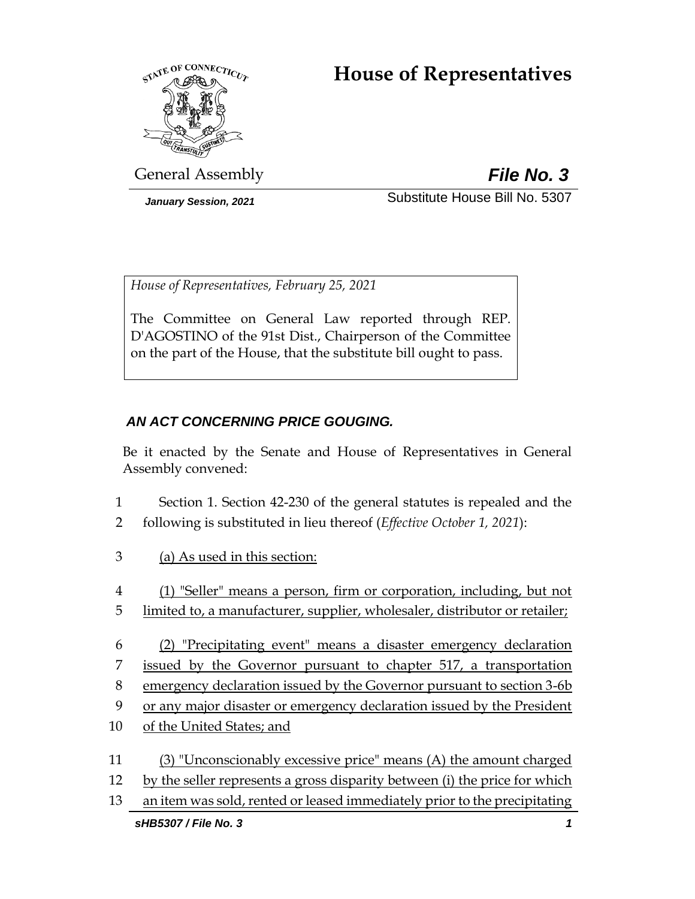# House of Representatives

General Assembly **File No. 3**

*January Session, 2021* Substitute House Bill No. 5307

*House of Representatives, February 25, 2021*

The Committee on General Law reported through REP. D'AGOSTINO of the 91st Dist., Chairperson of the Committee on the part of the House, that the substitute bill ought to pass.

***AN ACT CONCERNING PRICE GOUGING.***

Be it enacted by the Senate and House of Representatives in General Assembly convened:

1 Section 1. Section 42-230 of the general statutes is repealed and the
2 following is substituted in lieu thereof (*Effective October 1, 2021*):

3 (a) As used in this section:

4 (1) "Seller" means a person, firm or corporation, including, but not
5 limited to, a manufacturer, supplier, wholesaler, distributor or retailer;

6 (2) "Precipitating event" means a disaster emergency declaration
7 issued by the Governor pursuant to chapter 517, a transportation
8 emergency declaration issued by the Governor pursuant to section 3-6b
9 or any major disaster or emergency declaration issued by the President
10 of the United States; and

11 (3) "Unconscionably excessive price" means (A) the amount charged
12 by the seller represents a gross disparity between (i) the price for which
13 an item was sold, rented or leased immediately prior to the precipitating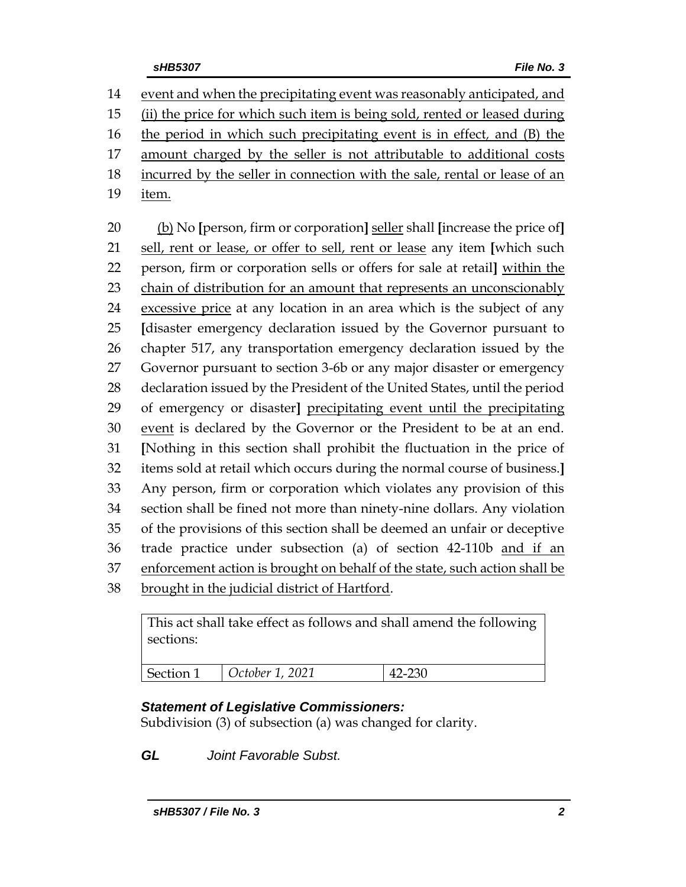14 event and when the precipitating event was reasonably anticipated, and
15 (ii) the price for which such item is being sold, rented or leased during
16 the period in which such precipitating event is in effect, and (B) the
17 amount charged by the seller is not attributable to additional costs
18 incurred by the seller in connection with the sale, rental or lease of an
19 item.

20 (b) No [person, firm or corporation] seller shall [increase the price of]
21 sell, rent or lease, or offer to sell, rent or lease any item [which such
22 person, firm or corporation sells or offers for sale at retail] within the
23 chain of distribution for an amount that represents an unconscionably
24 excessive price at any location in an area which is the subject of any
25 [disaster emergency declaration issued by the Governor pursuant to
26 chapter 517, any transportation emergency declaration issued by the
27 Governor pursuant to section 3-6b or any major disaster or emergency
28 declaration issued by the President of the United States, until the period
29 of emergency or disaster] precipitating event until the precipitating
30 event is declared by the Governor or the President to be at an end.
31 [Nothing in this section shall prohibit the fluctuation in the price of
32 items sold at retail which occurs during the normal course of business.]
33 Any person, firm or corporation which violates any provision of this
34 section shall be fined not more than ninety-nine dollars. Any violation
35 of the provisions of this section shall be deemed an unfair or deceptive
36 trade practice under subsection (a) of section 42-110b and if an
37 enforcement action is brought on behalf of the state, such action shall be
38 brought in the judicial district of Hartford.

| This act shall take effect as follows and shall amend the following sections: | | |
|---|---|---|
| Section 1 | *October 1, 2021* | 42-230 |

***Statement of Legislative Commissioners:***
Subdivision (3) of subsection (a) was changed for clarity.

***GL*** *Joint Favorable Subst.*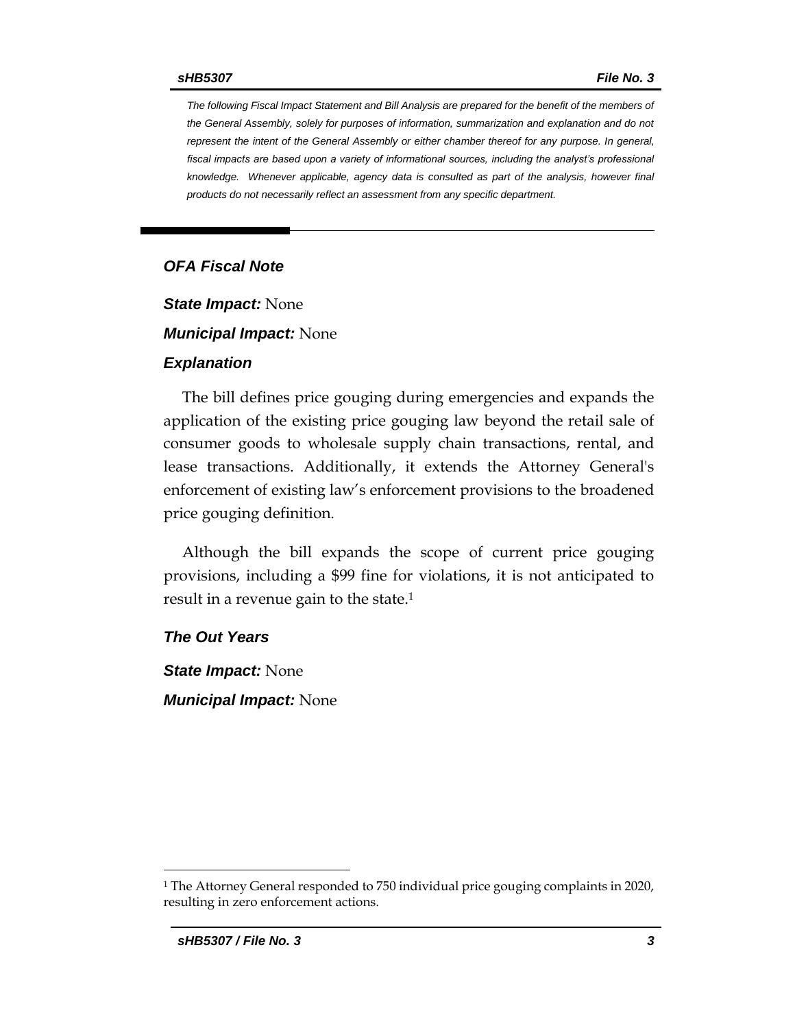*The following Fiscal Impact Statement and Bill Analysis are prepared for the benefit of the members of the General Assembly, solely for purposes of information, summarization and explanation and do not represent the intent of the General Assembly or either chamber thereof for any purpose. In general, fiscal impacts are based upon a variety of informational sources, including the analyst's professional knowledge. Whenever applicable, agency data is consulted as part of the analysis, however final products do not necessarily reflect an assessment from any specific department.*

## OFA Fiscal Note

***State Impact:*** None

***Municipal Impact:*** None

### Explanation

The bill defines price gouging during emergencies and expands the application of the existing price gouging law beyond the retail sale of consumer goods to wholesale supply chain transactions, rental, and lease transactions. Additionally, it extends the Attorney General's enforcement of existing law's enforcement provisions to the broadened price gouging definition.

Although the bill expands the scope of current price gouging provisions, including a $99 fine for violations, it is not anticipated to result in a revenue gain to the state.[1]

### The Out Years

***State Impact:*** None

***Municipal Impact:*** None

[1] The Attorney General responded to 750 individual price gouging complaints in 2020, resulting in zero enforcement actions.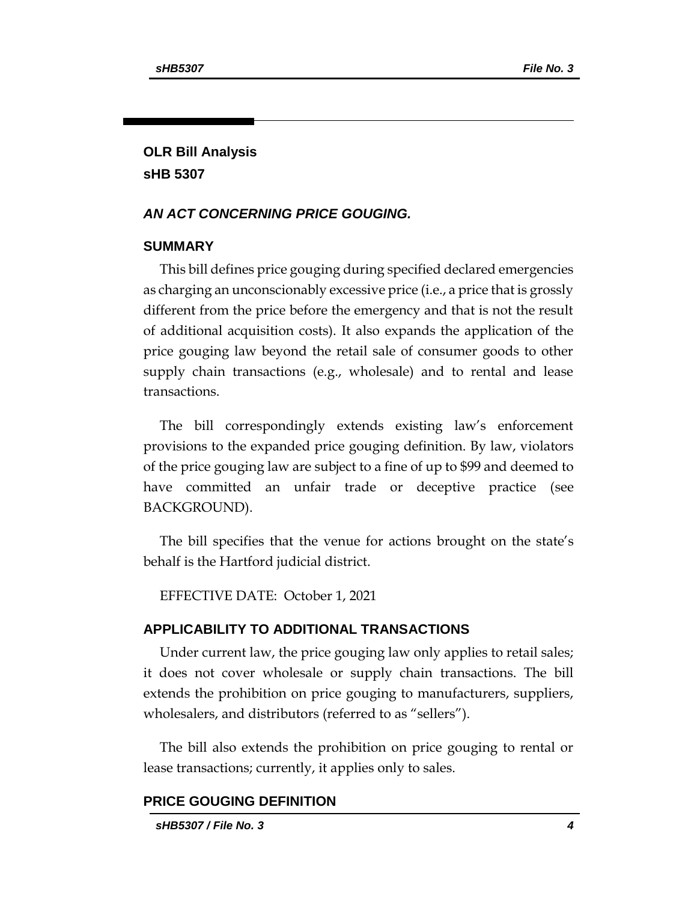## OLR Bill Analysis
## sHB 5307

### *AN ACT CONCERNING PRICE GOUGING.*

### SUMMARY

This bill defines price gouging during specified declared emergencies as charging an unconscionably excessive price (i.e., a price that is grossly different from the price before the emergency and that is not the result of additional acquisition costs). It also expands the application of the price gouging law beyond the retail sale of consumer goods to other supply chain transactions (e.g., wholesale) and to rental and lease transactions.

The bill correspondingly extends existing law's enforcement provisions to the expanded price gouging definition. By law, violators of the price gouging law are subject to a fine of up to $99 and deemed to have committed an unfair trade or deceptive practice (see BACKGROUND).

The bill specifies that the venue for actions brought on the state's behalf is the Hartford judicial district.

EFFECTIVE DATE: October 1, 2021

### APPLICABILITY TO ADDITIONAL TRANSACTIONS

Under current law, the price gouging law only applies to retail sales; it does not cover wholesale or supply chain transactions. The bill extends the prohibition on price gouging to manufacturers, suppliers, wholesalers, and distributors (referred to as "sellers").

The bill also extends the prohibition on price gouging to rental or lease transactions; currently, it applies only to sales.

### PRICE GOUGING DEFINITION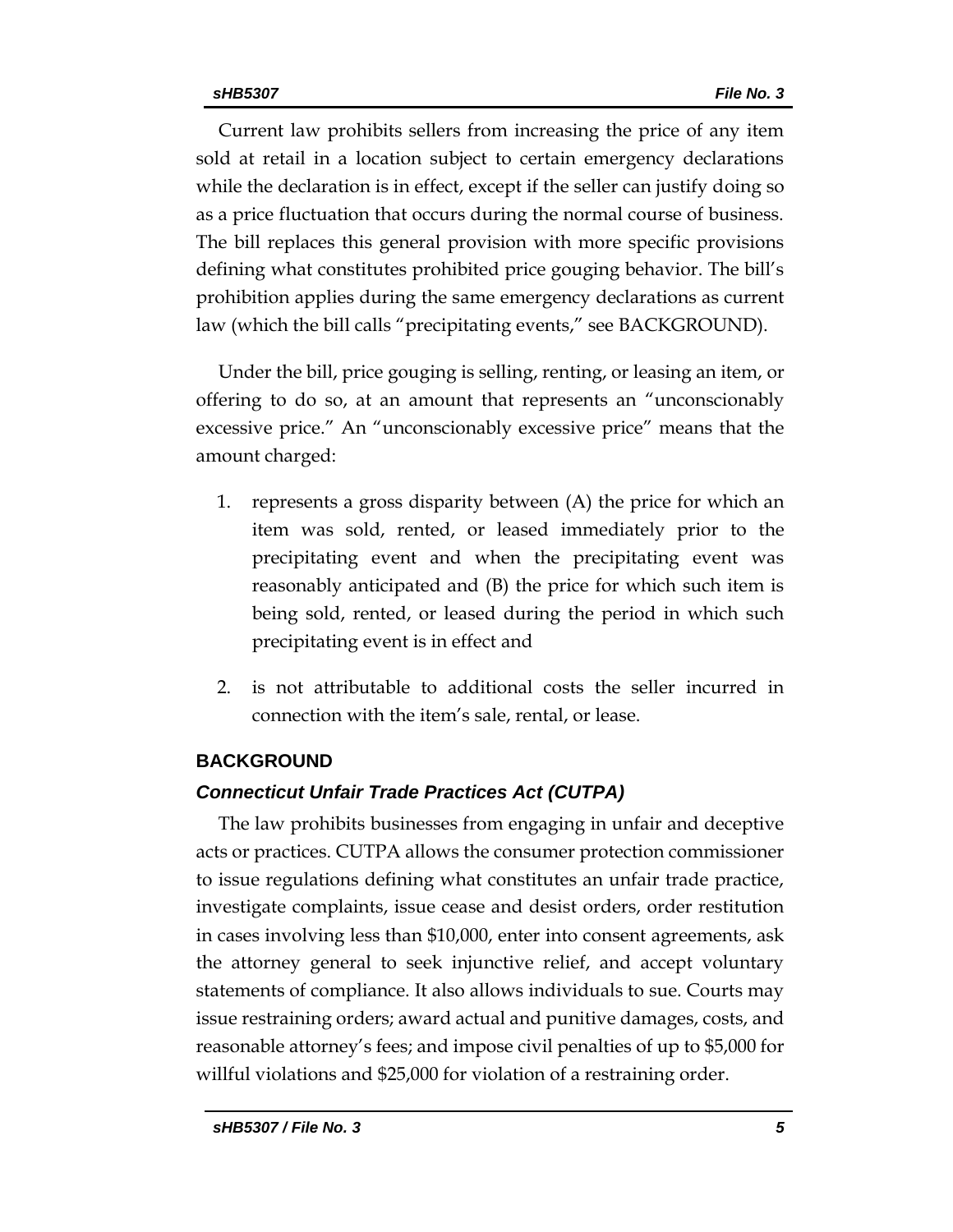Current law prohibits sellers from increasing the price of any item sold at retail in a location subject to certain emergency declarations while the declaration is in effect, except if the seller can justify doing so as a price fluctuation that occurs during the normal course of business. The bill replaces this general provision with more specific provisions defining what constitutes prohibited price gouging behavior. The bill's prohibition applies during the same emergency declarations as current law (which the bill calls "precipitating events," see BACKGROUND).

Under the bill, price gouging is selling, renting, or leasing an item, or offering to do so, at an amount that represents an "unconscionably excessive price." An "unconscionably excessive price" means that the amount charged:

1. represents a gross disparity between (A) the price for which an item was sold, rented, or leased immediately prior to the precipitating event and when the precipitating event was reasonably anticipated and (B) the price for which such item is being sold, rented, or leased during the period in which such precipitating event is in effect and
2. is not attributable to additional costs the seller incurred in connection with the item's sale, rental, or lease.

## BACKGROUND

### *Connecticut Unfair Trade Practices Act (CUTPA)*

The law prohibits businesses from engaging in unfair and deceptive acts or practices. CUTPA allows the consumer protection commissioner to issue regulations defining what constitutes an unfair trade practice, investigate complaints, issue cease and desist orders, order restitution in cases involving less than $10,000, enter into consent agreements, ask the attorney general to seek injunctive relief, and accept voluntary statements of compliance. It also allows individuals to sue. Courts may issue restraining orders; award actual and punitive damages, costs, and reasonable attorney's fees; and impose civil penalties of up to $5,000 for willful violations and $25,000 for violation of a restraining order.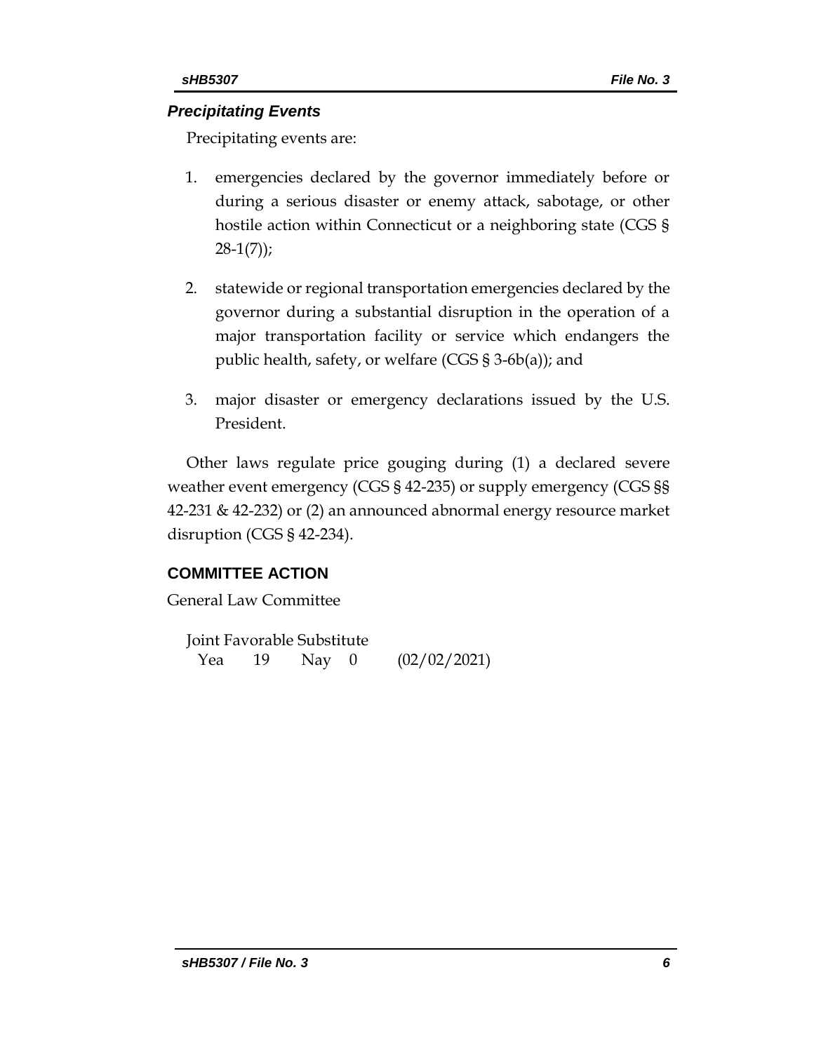### *Precipitating Events*

Precipitating events are:

1. emergencies declared by the governor immediately before or during a serious disaster or enemy attack, sabotage, or other hostile action within Connecticut or a neighboring state (CGS § 28-1(7));

2. statewide or regional transportation emergencies declared by the governor during a substantial disruption in the operation of a major transportation facility or service which endangers the public health, safety, or welfare (CGS § 3-6b(a)); and

3. major disaster or emergency declarations issued by the U.S. President.

Other laws regulate price gouging during (1) a declared severe weather event emergency (CGS § 42-235) or supply emergency (CGS §§ 42-231 & 42-232) or (2) an announced abnormal energy resource market disruption (CGS § 42-234).

## COMMITTEE ACTION

General Law Committee

| | | | | |
|---|---|---|---|---|
| Joint Favorable Substitute | | | | |
| Yea | 19 | Nay | 0 | (02/02/2021) |